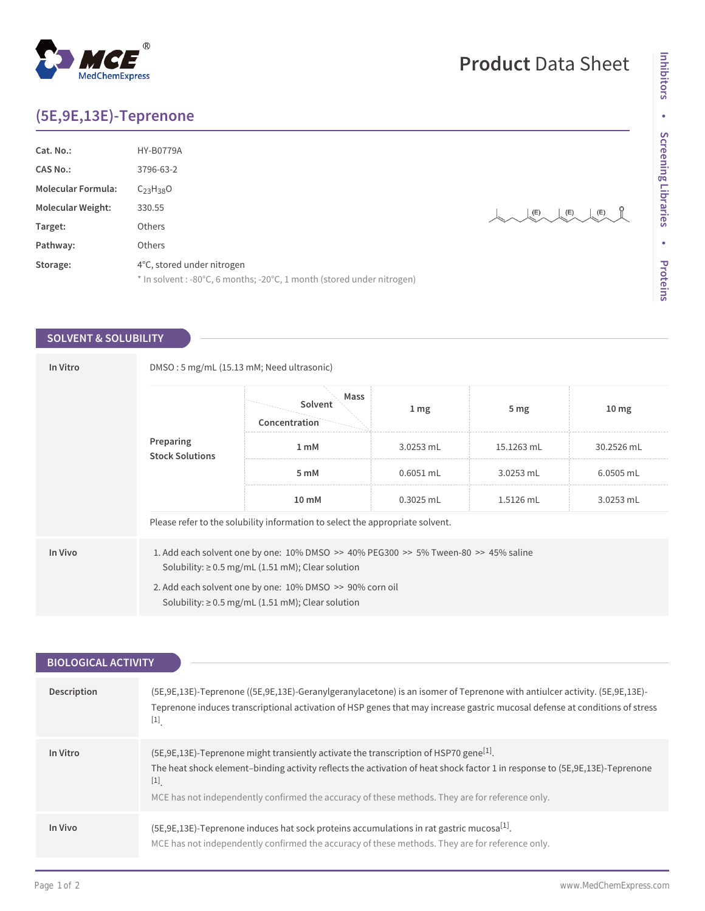# Product Data Sheet

## (5E,9E,13E)-Teprenone

| | |
|---|---|
| **Cat. No.:** | HY-B0779A |
| **CAS No.:** | 3796-63-2 |
| **Molecular Formula:** | $C_{23}H_{38}O$ |
| **Molecular Weight:** | 330.55 |
| **Target:** | Others |
| **Pathway:** | Others |
| **Storage:** | 4°C, stored under nitrogen<br>* In solvent : -80°C, 6 months; -20°C, 1 month (stored under nitrogen) |

## SOLVENT & SOLUBILITY

**In Vitro**

DMSO : 5 mg/mL (15.13 mM; Need ultrasonic)

**Preparing Stock Solutions**

| Concentration / Solvent / Mass | 1 mg | 5 mg | 10 mg |
|---|---|---|---|
| 1 mM | 3.0253 mL | 15.1263 mL | 30.2526 mL |
| 5 mM | 0.6051 mL | 3.0253 mL | 6.0505 mL |
| 10 mM | 0.3025 mL | 1.5126 mL | 3.0253 mL |

Please refer to the solubility information to select the appropriate solvent.

**In Vivo**

1. Add each solvent one by one: 10% DMSO >> 40% PEG300 >> 5% Tween-80 >> 45% saline
   Solubility: ≥ 0.5 mg/mL (1.51 mM); Clear solution
2. Add each solvent one by one: 10% DMSO >> 90% corn oil
   Solubility: ≥ 0.5 mg/mL (1.51 mM); Clear solution

## BIOLOGICAL ACTIVITY

**Description**

(5E,9E,13E)-Teprenone ((5E,9E,13E)-Geranylgeranylacetone) is an isomer of Teprenone with antiulcer activity. (5E,9E,13E)-Teprenone induces transcriptional activation of HSP genes that may increase gastric mucosal defense at conditions of stress [1].

**In Vitro**

(5E,9E,13E)-Teprenone might transiently activate the transcription of HSP70 gene[1].
The heat shock element–binding activity reflects the activation of heat shock factor 1 in response to (5E,9E,13E)-Teprenone [1].
MCE has not independently confirmed the accuracy of these methods. They are for reference only.

**In Vivo**

(5E,9E,13E)-Teprenone induces hat sock proteins accumulations in rat gastric mucosa[1].
MCE has not independently confirmed the accuracy of these methods. They are for reference only.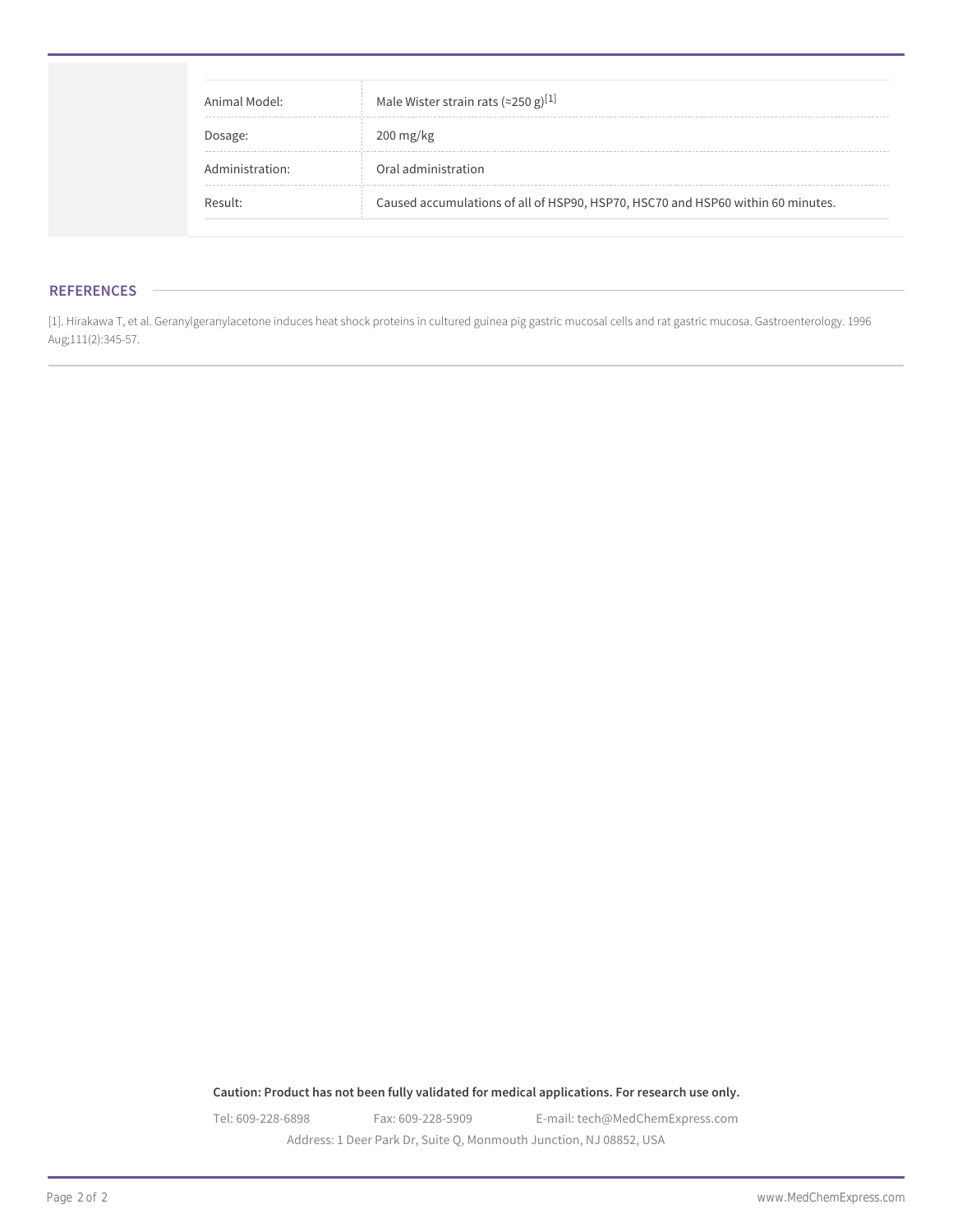| | |
|---|---|
| Animal Model: | Male Wister strain rats (≈250 g)[1] |
| Dosage: | 200 mg/kg |
| Administration: | Oral administration |
| Result: | Caused accumulations of all of HSP90, HSP70, HSC70 and HSP60 within 60 minutes. |

## REFERENCES

[1]. Hirakawa T, et al. Geranylgeranylacetone induces heat shock proteins in cultured guinea pig gastric mucosal cells and rat gastric mucosa. Gastroenterology. 1996 Aug;111(2):345-57.

**Caution: Product has not been fully validated for medical applications. For research use only.**

Tel: 609-228-6898 Fax: 609-228-5909 E-mail: tech@MedChemExpress.com

Address: 1 Deer Park Dr, Suite Q, Monmouth Junction, NJ 08852, USA